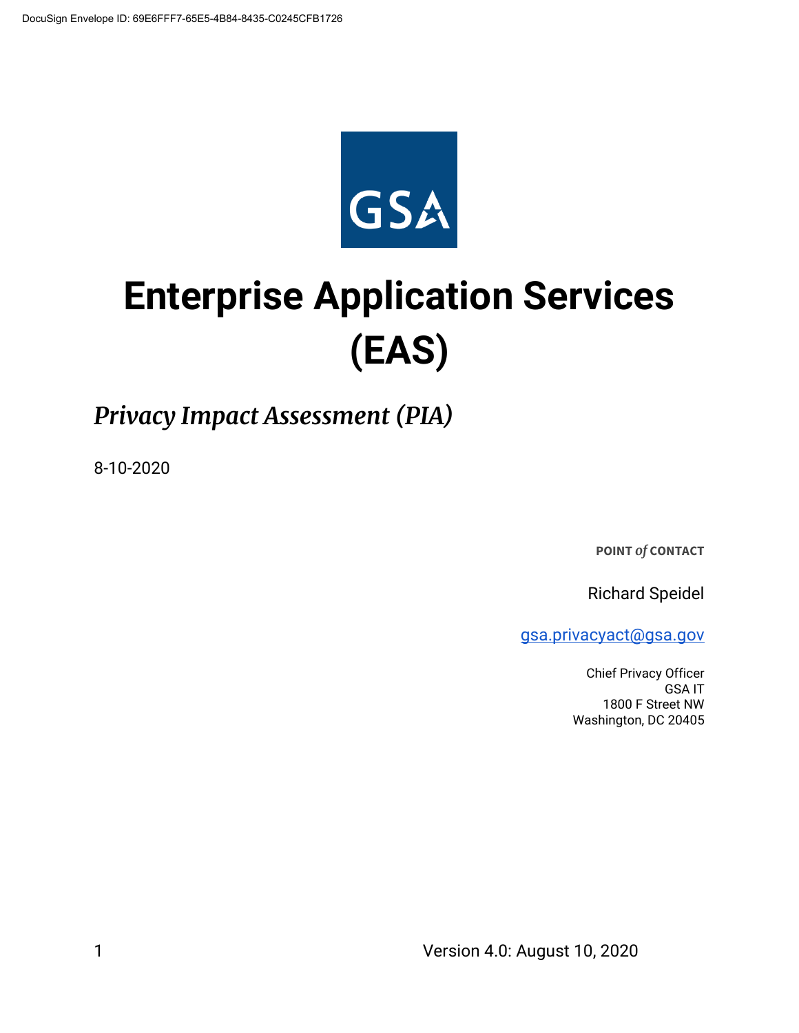DocuSign Envelope ID: 69E6FFF7-65E5-4B84-8435-C0245CFB1726

GSA

# Enterprise Application Services (EAS)

## *Privacy Impact Assessment (PIA)*

8-10-2020

**POINT *of* CONTACT**

Richard Speidel

gsa.privacyact@gsa.gov

Chief Privacy Officer
GSA IT
1800 F Street NW
Washington, DC 20405

Version 4.0: August 10, 2020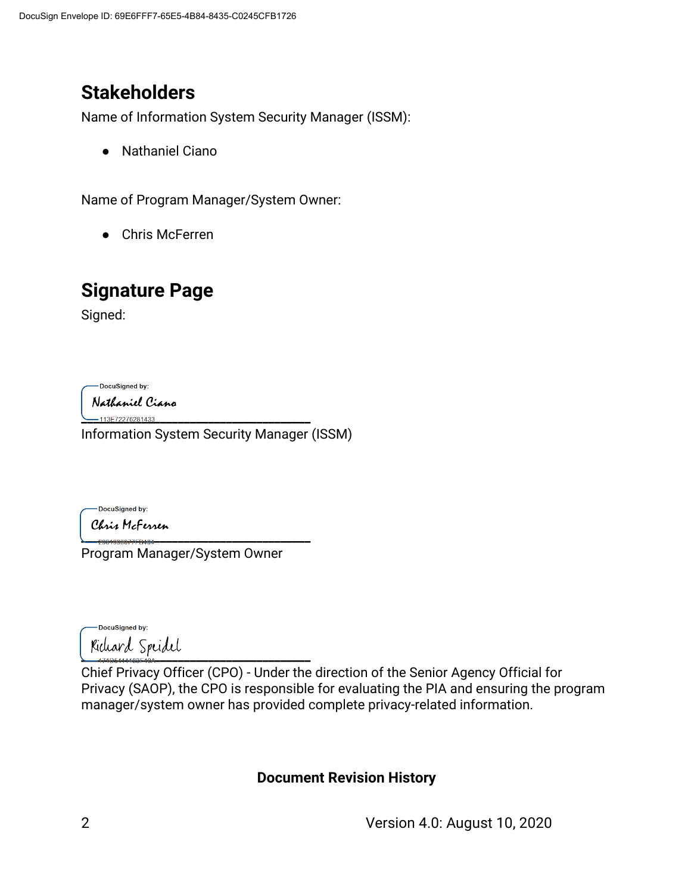## Stakeholders

Name of Information System Security Manager (ISSM):

- Nathaniel Ciano

Name of Program Manager/System Owner:

- Chris McFerren

## Signature Page

Signed:

DocuSigned by:
Nathaniel Ciano
113E72276281433...

Information System Security Manager (ISSM)

DocuSigned by:
Chris McFerren

Program Manager/System Owner

DocuSigned by:
Richard Speidel

Chief Privacy Officer (CPO) - Under the direction of the Senior Agency Official for Privacy (SAOP), the CPO is responsible for evaluating the PIA and ensuring the program manager/system owner has provided complete privacy-related information.

**Document Revision History**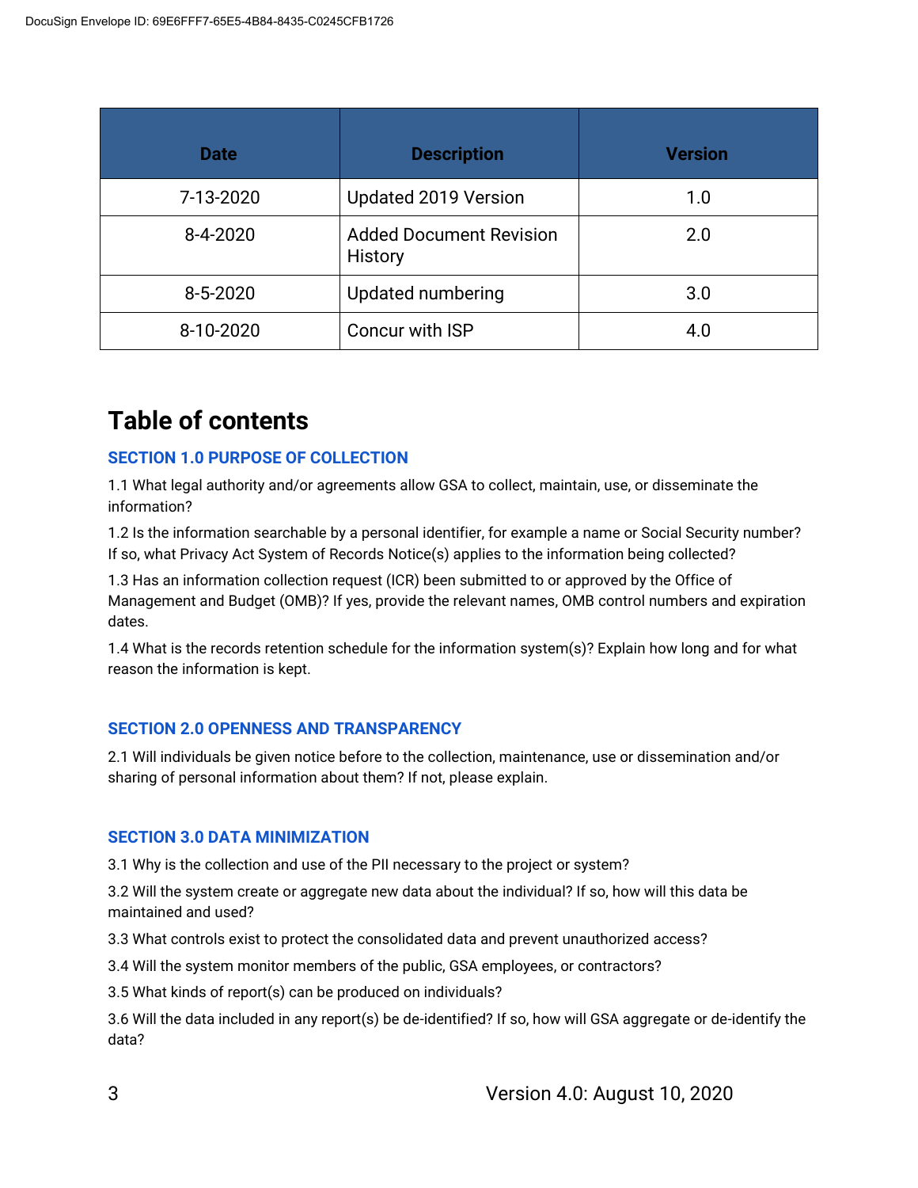| Date | Description | Version |
|---|---|---|
| 7-13-2020 | Updated 2019 Version | 1.0 |
| 8-4-2020 | Added Document Revision History | 2.0 |
| 8-5-2020 | Updated numbering | 3.0 |
| 8-10-2020 | Concur with ISP | 4.0 |

# Table of contents

### SECTION 1.0 PURPOSE OF COLLECTION

1.1 What legal authority and/or agreements allow GSA to collect, maintain, use, or disseminate the information?

1.2 Is the information searchable by a personal identifier, for example a name or Social Security number? If so, what Privacy Act System of Records Notice(s) applies to the information being collected?

1.3 Has an information collection request (ICR) been submitted to or approved by the Office of Management and Budget (OMB)? If yes, provide the relevant names, OMB control numbers and expiration dates.

1.4 What is the records retention schedule for the information system(s)? Explain how long and for what reason the information is kept.

### SECTION 2.0 OPENNESS AND TRANSPARENCY

2.1 Will individuals be given notice before to the collection, maintenance, use or dissemination and/or sharing of personal information about them? If not, please explain.

### SECTION 3.0 DATA MINIMIZATION

3.1 Why is the collection and use of the PII necessary to the project or system?

3.2 Will the system create or aggregate new data about the individual? If so, how will this data be maintained and used?

3.3 What controls exist to protect the consolidated data and prevent unauthorized access?

3.4 Will the system monitor members of the public, GSA employees, or contractors?

3.5 What kinds of report(s) can be produced on individuals?

3.6 Will the data included in any report(s) be de-identified? If so, how will GSA aggregate or de-identify the data?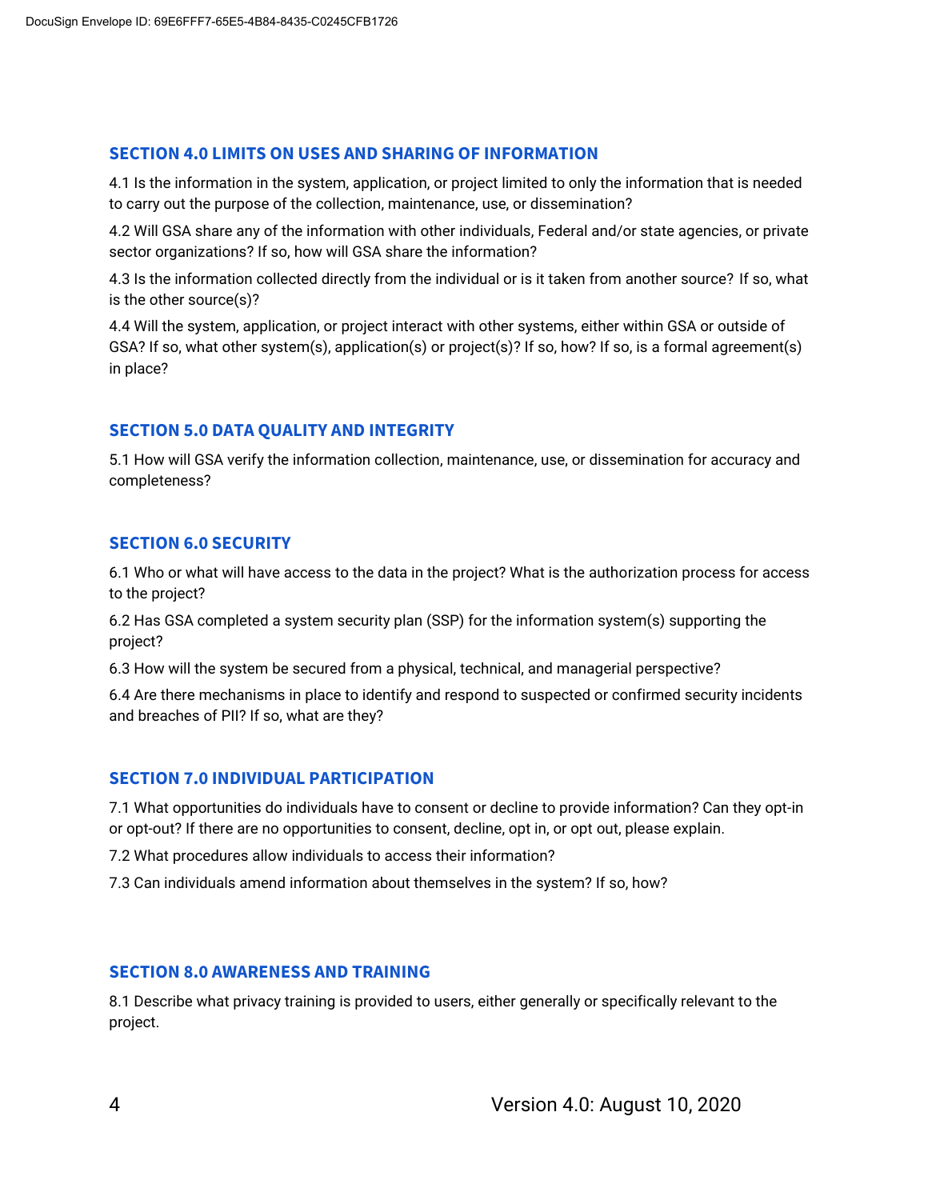## SECTION 4.0 LIMITS ON USES AND SHARING OF INFORMATION

4.1 Is the information in the system, application, or project limited to only the information that is needed to carry out the purpose of the collection, maintenance, use, or dissemination?

4.2 Will GSA share any of the information with other individuals, Federal and/or state agencies, or private sector organizations? If so, how will GSA share the information?

4.3 Is the information collected directly from the individual or is it taken from another source? If so, what is the other source(s)?

4.4 Will the system, application, or project interact with other systems, either within GSA or outside of GSA? If so, what other system(s), application(s) or project(s)? If so, how? If so, is a formal agreement(s) in place?

## SECTION 5.0 DATA QUALITY AND INTEGRITY

5.1 How will GSA verify the information collection, maintenance, use, or dissemination for accuracy and completeness?

## SECTION 6.0 SECURITY

6.1 Who or what will have access to the data in the project? What is the authorization process for access to the project?

6.2 Has GSA completed a system security plan (SSP) for the information system(s) supporting the project?

6.3 How will the system be secured from a physical, technical, and managerial perspective?

6.4 Are there mechanisms in place to identify and respond to suspected or confirmed security incidents and breaches of PII? If so, what are they?

## SECTION 7.0 INDIVIDUAL PARTICIPATION

7.1 What opportunities do individuals have to consent or decline to provide information? Can they opt-in or opt-out? If there are no opportunities to consent, decline, opt in, or opt out, please explain.

7.2 What procedures allow individuals to access their information?

7.3 Can individuals amend information about themselves in the system? If so, how?

## SECTION 8.0 AWARENESS AND TRAINING

8.1 Describe what privacy training is provided to users, either generally or specifically relevant to the project.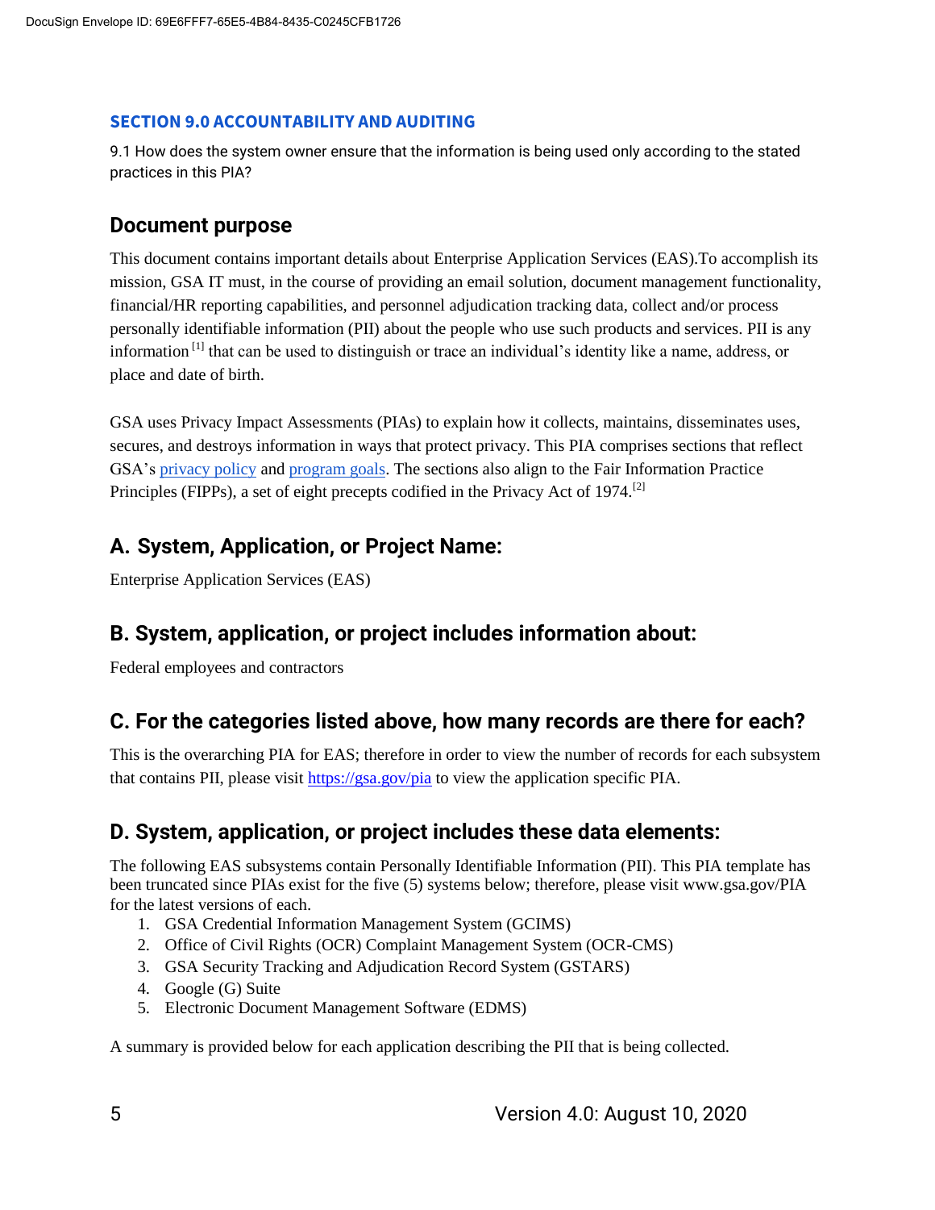## SECTION 9.0 ACCOUNTABILITY AND AUDITING

9.1 How does the system owner ensure that the information is being used only according to the stated practices in this PIA?

## Document purpose

This document contains important details about Enterprise Application Services (EAS).To accomplish its mission, GSA IT must, in the course of providing an email solution, document management functionality, financial/HR reporting capabilities, and personnel adjudication tracking data, collect and/or process personally identifiable information (PII) about the people who use such products and services. PII is any information [1] that can be used to distinguish or trace an individual's identity like a name, address, or place and date of birth.

GSA uses Privacy Impact Assessments (PIAs) to explain how it collects, maintains, disseminates uses, secures, and destroys information in ways that protect privacy. This PIA comprises sections that reflect GSA's privacy policy and program goals. The sections also align to the Fair Information Practice Principles (FIPPs), a set of eight precepts codified in the Privacy Act of 1974.[2]

## A. System, Application, or Project Name:

Enterprise Application Services (EAS)

## B. System, application, or project includes information about:

Federal employees and contractors

## C. For the categories listed above, how many records are there for each?

This is the overarching PIA for EAS; therefore in order to view the number of records for each subsystem that contains PII, please visit https://gsa.gov/pia to view the application specific PIA.

## D. System, application, or project includes these data elements:

The following EAS subsystems contain Personally Identifiable Information (PII). This PIA template has been truncated since PIAs exist for the five (5) systems below; therefore, please visit www.gsa.gov/PIA for the latest versions of each.

1. GSA Credential Information Management System (GCIMS)
2. Office of Civil Rights (OCR) Complaint Management System (OCR-CMS)
3. GSA Security Tracking and Adjudication Record System (GSTARS)
4. Google (G) Suite
5. Electronic Document Management Software (EDMS)

A summary is provided below for each application describing the PII that is being collected.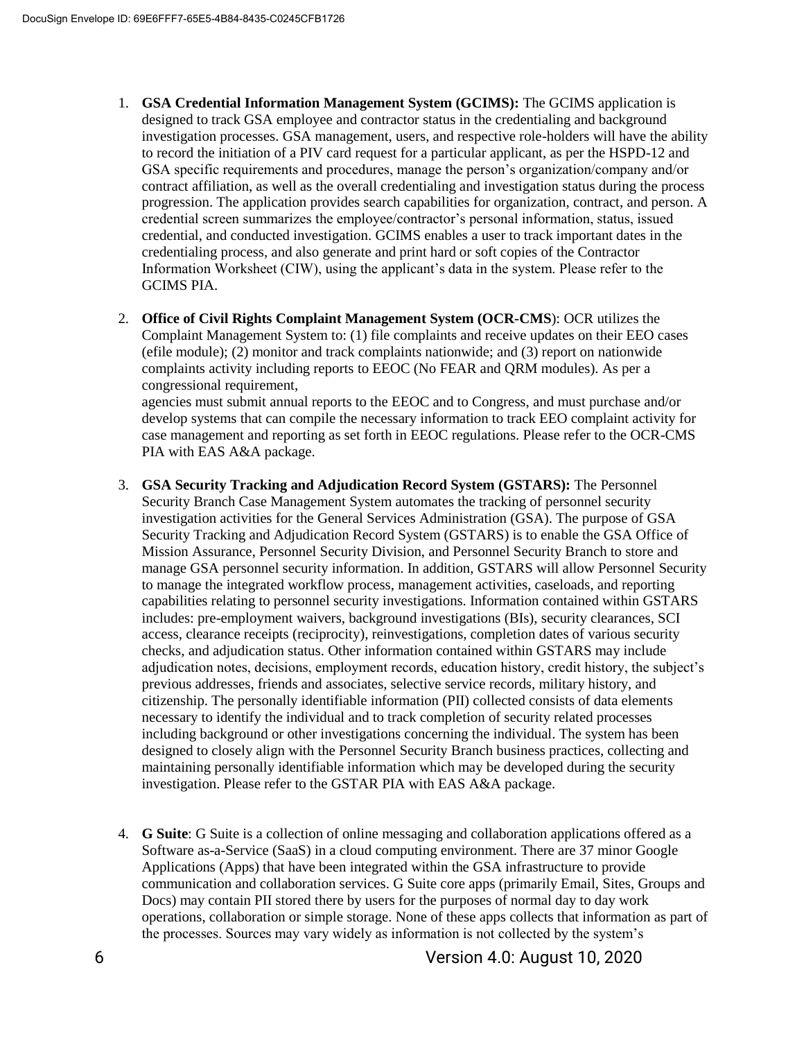1. **GSA Credential Information Management System (GCIMS):** The GCIMS application is designed to track GSA employee and contractor status in the credentialing and background investigation processes. GSA management, users, and respective role-holders will have the ability to record the initiation of a PIV card request for a particular applicant, as per the HSPD-12 and GSA specific requirements and procedures, manage the person's organization/company and/or contract affiliation, as well as the overall credentialing and investigation status during the process progression. The application provides search capabilities for organization, contract, and person. A credential screen summarizes the employee/contractor's personal information, status, issued credential, and conducted investigation. GCIMS enables a user to track important dates in the credentialing process, and also generate and print hard or soft copies of the Contractor Information Worksheet (CIW), using the applicant's data in the system. Please refer to the GCIMS PIA.

2. **Office of Civil Rights Complaint Management System (OCR-CMS**): OCR utilizes the Complaint Management System to: (1) file complaints and receive updates on their EEO cases (efile module); (2) monitor and track complaints nationwide; and (3) report on nationwide complaints activity including reports to EEOC (No FEAR and QRM modules). As per a congressional requirement,
agencies must submit annual reports to the EEOC and to Congress, and must purchase and/or develop systems that can compile the necessary information to track EEO complaint activity for case management and reporting as set forth in EEOC regulations. Please refer to the OCR-CMS PIA with EAS A&A package.

3. **GSA Security Tracking and Adjudication Record System (GSTARS):** The Personnel Security Branch Case Management System automates the tracking of personnel security investigation activities for the General Services Administration (GSA). The purpose of GSA Security Tracking and Adjudication Record System (GSTARS) is to enable the GSA Office of Mission Assurance, Personnel Security Division, and Personnel Security Branch to store and manage GSA personnel security information. In addition, GSTARS will allow Personnel Security to manage the integrated workflow process, management activities, caseloads, and reporting capabilities relating to personnel security investigations. Information contained within GSTARS includes: pre-employment waivers, background investigations (BIs), security clearances, SCI access, clearance receipts (reciprocity), reinvestigations, completion dates of various security checks, and adjudication status. Other information contained within GSTARS may include adjudication notes, decisions, employment records, education history, credit history, the subject's previous addresses, friends and associates, selective service records, military history, and citizenship. The personally identifiable information (PII) collected consists of data elements necessary to identify the individual and to track completion of security related processes including background or other investigations concerning the individual. The system has been designed to closely align with the Personnel Security Branch business practices, collecting and maintaining personally identifiable information which may be developed during the security investigation. Please refer to the GSTAR PIA with EAS A&A package.

4. **G Suite**: G Suite is a collection of online messaging and collaboration applications offered as a Software as-a-Service (SaaS) in a cloud computing environment. There are 37 minor Google Applications (Apps) that have been integrated within the GSA infrastructure to provide communication and collaboration services. G Suite core apps (primarily Email, Sites, Groups and Docs) may contain PII stored there by users for the purposes of normal day to day work operations, collaboration or simple storage. None of these apps collects that information as part of the processes. Sources may vary widely as information is not collected by the system's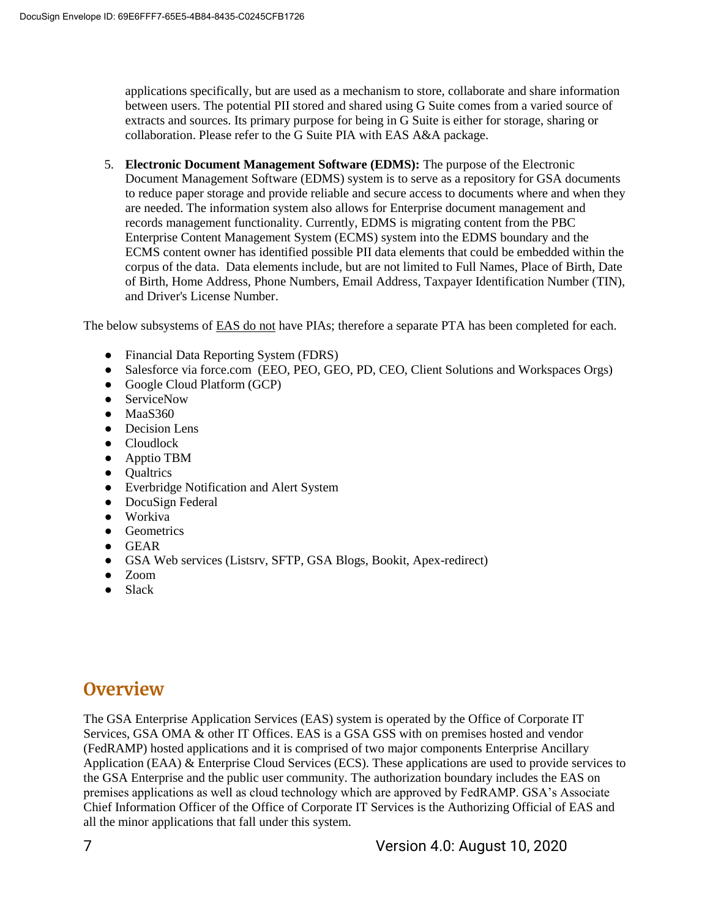applications specifically, but are used as a mechanism to store, collaborate and share information between users. The potential PII stored and shared using G Suite comes from a varied source of extracts and sources. Its primary purpose for being in G Suite is either for storage, sharing or collaboration. Please refer to the G Suite PIA with EAS A&A package.

5. **Electronic Document Management Software (EDMS):** The purpose of the Electronic Document Management Software (EDMS) system is to serve as a repository for GSA documents to reduce paper storage and provide reliable and secure access to documents where and when they are needed. The information system also allows for Enterprise document management and records management functionality. Currently, EDMS is migrating content from the PBC Enterprise Content Management System (ECMS) system into the EDMS boundary and the ECMS content owner has identified possible PII data elements that could be embedded within the corpus of the data. Data elements include, but are not limited to Full Names, Place of Birth, Date of Birth, Home Address, Phone Numbers, Email Address, Taxpayer Identification Number (TIN), and Driver's License Number.

The below subsystems of EAS do not have PIAs; therefore a separate PTA has been completed for each.

- Financial Data Reporting System (FDRS)
- Salesforce via force.com (EEO, PEO, GEO, PD, CEO, Client Solutions and Workspaces Orgs)
- Google Cloud Platform (GCP)
- ServiceNow
- MaaS360
- Decision Lens
- Cloudlock
- Apptio TBM
- Qualtrics
- Everbridge Notification and Alert System
- DocuSign Federal
- Workiva
- Geometrics
- GEAR
- GSA Web services (Listsrv, SFTP, GSA Blogs, Bookit, Apex-redirect)
- Zoom
- Slack

## Overview

The GSA Enterprise Application Services (EAS) system is operated by the Office of Corporate IT Services, GSA OMA & other IT Offices. EAS is a GSA GSS with on premises hosted and vendor (FedRAMP) hosted applications and it is comprised of two major components Enterprise Ancillary Application (EAA) & Enterprise Cloud Services (ECS). These applications are used to provide services to the GSA Enterprise and the public user community. The authorization boundary includes the EAS on premises applications as well as cloud technology which are approved by FedRAMP. GSA's Associate Chief Information Officer of the Office of Corporate IT Services is the Authorizing Official of EAS and all the minor applications that fall under this system.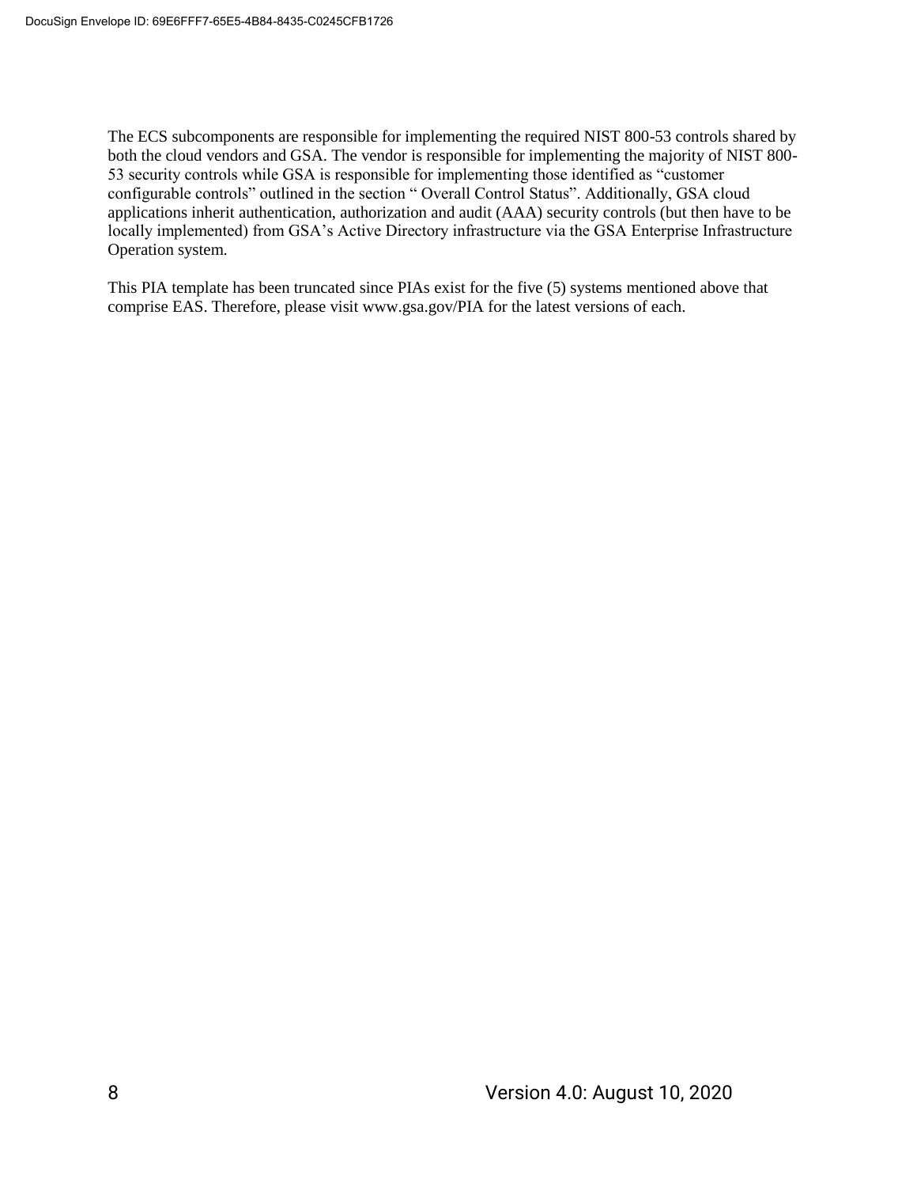The ECS subcomponents are responsible for implementing the required NIST 800-53 controls shared by both the cloud vendors and GSA. The vendor is responsible for implementing the majority of NIST 800-53 security controls while GSA is responsible for implementing those identified as "customer configurable controls" outlined in the section " Overall Control Status". Additionally, GSA cloud applications inherit authentication, authorization and audit (AAA) security controls (but then have to be locally implemented) from GSA's Active Directory infrastructure via the GSA Enterprise Infrastructure Operation system.

This PIA template has been truncated since PIAs exist for the five (5) systems mentioned above that comprise EAS. Therefore, please visit www.gsa.gov/PIA for the latest versions of each.